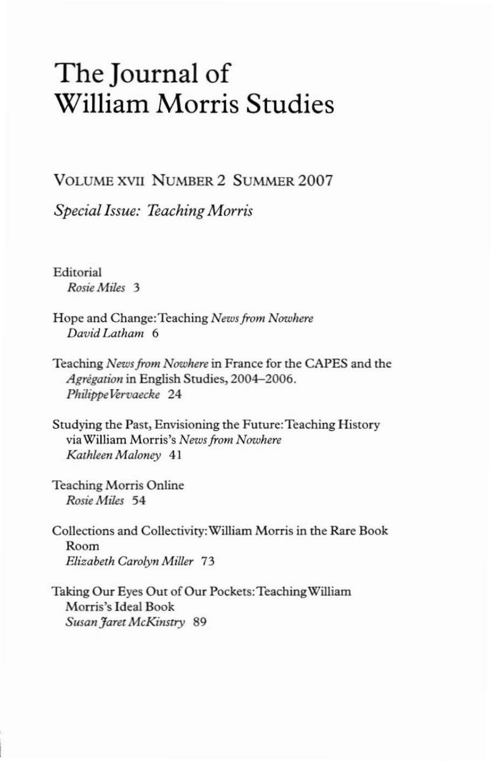# The Journal of William Morris Studies

VOLUME XVII NUMBER 2 SUMMER 2007

*Special Issue: Teaching Morris*

Editorial
*Rosie Miles* 3

Hope and Change: Teaching *News from Nowhere*
*David Latham* 6

Teaching *News from Nowhere* in France for the CAPES and the *Agrégation* in English Studies, 2004–2006.
*Philippe Vervaecke* 24

Studying the Past, Envisioning the Future: Teaching History via William Morris's *News from Nowhere*
*Kathleen Maloney* 41

Teaching Morris Online
*Rosie Miles* 54

Collections and Collectivity: William Morris in the Rare Book Room
*Elizabeth Carolyn Miller* 73

Taking Our Eyes Out of Our Pockets: Teaching William Morris's Ideal Book
*Susan Jaret McKinstry* 89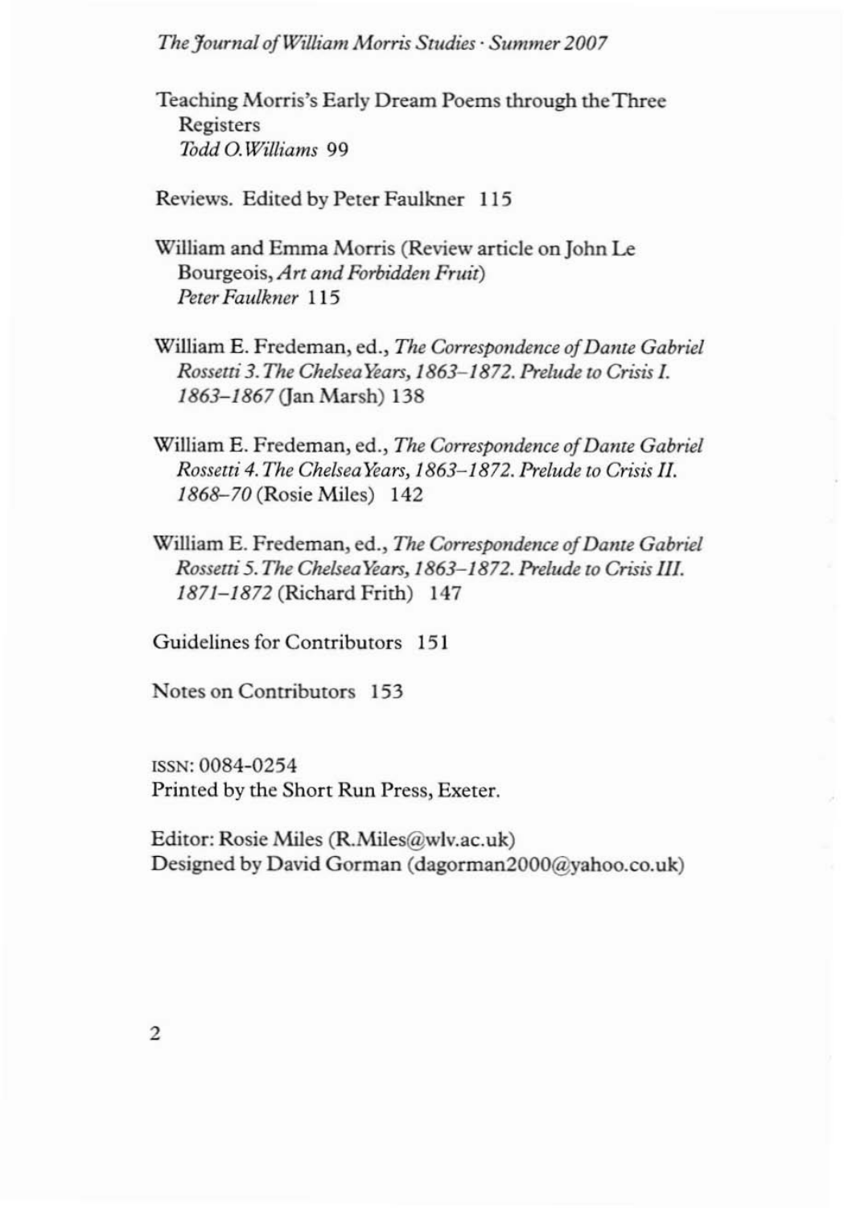Teaching Morris's Early Dream Poems through the Three Registers
*Todd O. Williams* 99

Reviews. Edited by Peter Faulkner 115

William and Emma Morris (Review article on John Le Bourgeois, *Art and Forbidden Fruit*)
*Peter Faulkner* 115

William E. Fredeman, ed., *The Correspondence of Dante Gabriel Rossetti 3. The Chelsea Years, 1863–1872. Prelude to Crisis I. 1863–1867* (Jan Marsh) 138

William E. Fredeman, ed., *The Correspondence of Dante Gabriel Rossetti 4. The Chelsea Years, 1863–1872. Prelude to Crisis II. 1868–70* (Rosie Miles) 142

William E. Fredeman, ed., *The Correspondence of Dante Gabriel Rossetti 5. The Chelsea Years, 1863–1872. Prelude to Crisis III. 1871–1872* (Richard Frith) 147

Guidelines for Contributors 151

Notes on Contributors 153

ISSN: 0084-0254
Printed by the Short Run Press, Exeter.

Editor: Rosie Miles (R.Miles@wlv.ac.uk)
Designed by David Gorman (dagorman2000@yahoo.co.uk)